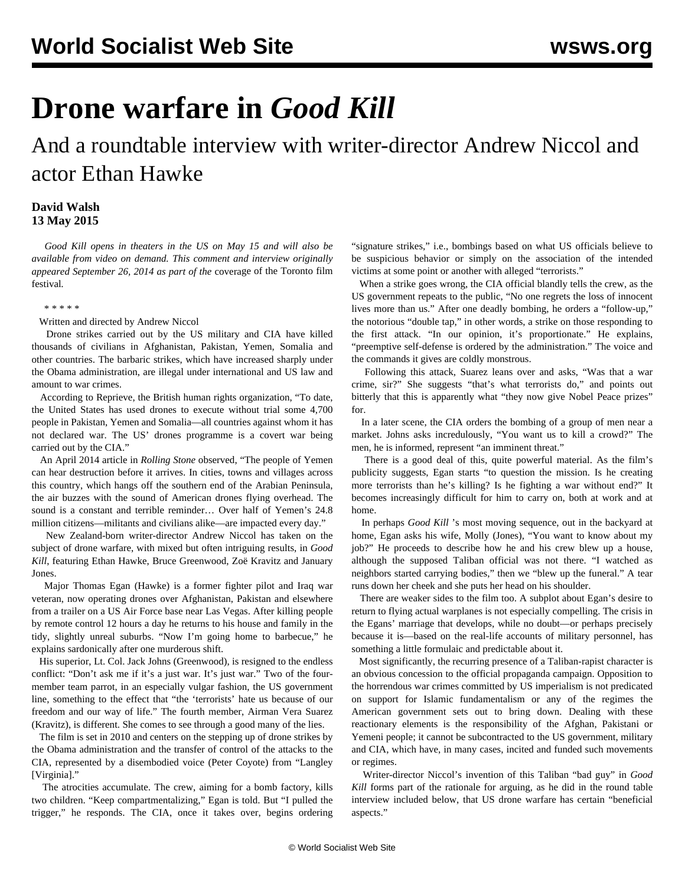# Drone warfare in *Good Kill*

## And a roundtable interview with writer-director Andrew Niccol and actor Ethan Hawke

**David Walsh**
**13 May 2015**

*Good Kill opens in theaters in the US on May 15 and will also be available from video on demand. This comment and interview originally appeared September 26, 2014 as part of the* coverage of the Toronto film festival*.*

\* \* \* \* \*

Written and directed by Andrew Niccol

Drone strikes carried out by the US military and CIA have killed thousands of civilians in Afghanistan, Pakistan, Yemen, Somalia and other countries. The barbaric strikes, which have increased sharply under the Obama administration, are illegal under international and US law and amount to war crimes.

According to Reprieve, the British human rights organization, "To date, the United States has used drones to execute without trial some 4,700 people in Pakistan, Yemen and Somalia—all countries against whom it has not declared war. The US' drones programme is a covert war being carried out by the CIA."

An April 2014 article in *Rolling Stone* observed, "The people of Yemen can hear destruction before it arrives. In cities, towns and villages across this country, which hangs off the southern end of the Arabian Peninsula, the air buzzes with the sound of American drones flying overhead. The sound is a constant and terrible reminder… Over half of Yemen's 24.8 million citizens—militants and civilians alike—are impacted every day."

New Zealand-born writer-director Andrew Niccol has taken on the subject of drone warfare, with mixed but often intriguing results, in *Good Kill*, featuring Ethan Hawke, Bruce Greenwood, Zoë Kravitz and January Jones.

Major Thomas Egan (Hawke) is a former fighter pilot and Iraq war veteran, now operating drones over Afghanistan, Pakistan and elsewhere from a trailer on a US Air Force base near Las Vegas. After killing people by remote control 12 hours a day he returns to his house and family in the tidy, slightly unreal suburbs. "Now I'm going home to barbecue," he explains sardonically after one murderous shift.

His superior, Lt. Col. Jack Johns (Greenwood), is resigned to the endless conflict: "Don't ask me if it's a just war. It's just war." Two of the four-member team parrot, in an especially vulgar fashion, the US government line, something to the effect that "the 'terrorists' hate us because of our freedom and our way of life." The fourth member, Airman Vera Suarez (Kravitz), is different. She comes to see through a good many of the lies.

The film is set in 2010 and centers on the stepping up of drone strikes by the Obama administration and the transfer of control of the attacks to the CIA, represented by a disembodied voice (Peter Coyote) from "Langley [Virginia]."

The atrocities accumulate. The crew, aiming for a bomb factory, kills two children. "Keep compartmentalizing," Egan is told. But "I pulled the trigger," he responds. The CIA, once it takes over, begins ordering "signature strikes," i.e., bombings based on what US officials believe to be suspicious behavior or simply on the association of the intended victims at some point or another with alleged "terrorists."

When a strike goes wrong, the CIA official blandly tells the crew, as the US government repeats to the public, "No one regrets the loss of innocent lives more than us." After one deadly bombing, he orders a "follow-up," the notorious "double tap," in other words, a strike on those responding to the first attack. "In our opinion, it's proportionate." He explains, "preemptive self-defense is ordered by the administration." The voice and the commands it gives are coldly monstrous.

Following this attack, Suarez leans over and asks, "Was that a war crime, sir?" She suggests "that's what terrorists do," and points out bitterly that this is apparently what "they now give Nobel Peace prizes" for.

In a later scene, the CIA orders the bombing of a group of men near a market. Johns asks incredulously, "You want us to kill a crowd?" The men, he is informed, represent "an imminent threat."

There is a good deal of this, quite powerful material. As the film's publicity suggests, Egan starts "to question the mission. Is he creating more terrorists than he's killing? Is he fighting a war without end?" It becomes increasingly difficult for him to carry on, both at work and at home.

In perhaps *Good Kill* 's most moving sequence, out in the backyard at home, Egan asks his wife, Molly (Jones), "You want to know about my job?" He proceeds to describe how he and his crew blew up a house, although the supposed Taliban official was not there. "I watched as neighbors started carrying bodies," then we "blew up the funeral." A tear runs down her cheek and she puts her head on his shoulder.

There are weaker sides to the film too. A subplot about Egan's desire to return to flying actual warplanes is not especially compelling. The crisis in the Egans' marriage that develops, while no doubt—or perhaps precisely because it is—based on the real-life accounts of military personnel, has something a little formulaic and predictable about it.

Most significantly, the recurring presence of a Taliban-rapist character is an obvious concession to the official propaganda campaign. Opposition to the horrendous war crimes committed by US imperialism is not predicated on support for Islamic fundamentalism or any of the regimes the American government sets out to bring down. Dealing with these reactionary elements is the responsibility of the Afghan, Pakistani or Yemeni people; it cannot be subcontracted to the US government, military and CIA, which have, in many cases, incited and funded such movements or regimes.

Writer-director Niccol's invention of this Taliban "bad guy" in *Good Kill* forms part of the rationale for arguing, as he did in the round table interview included below, that US drone warfare has certain "beneficial aspects."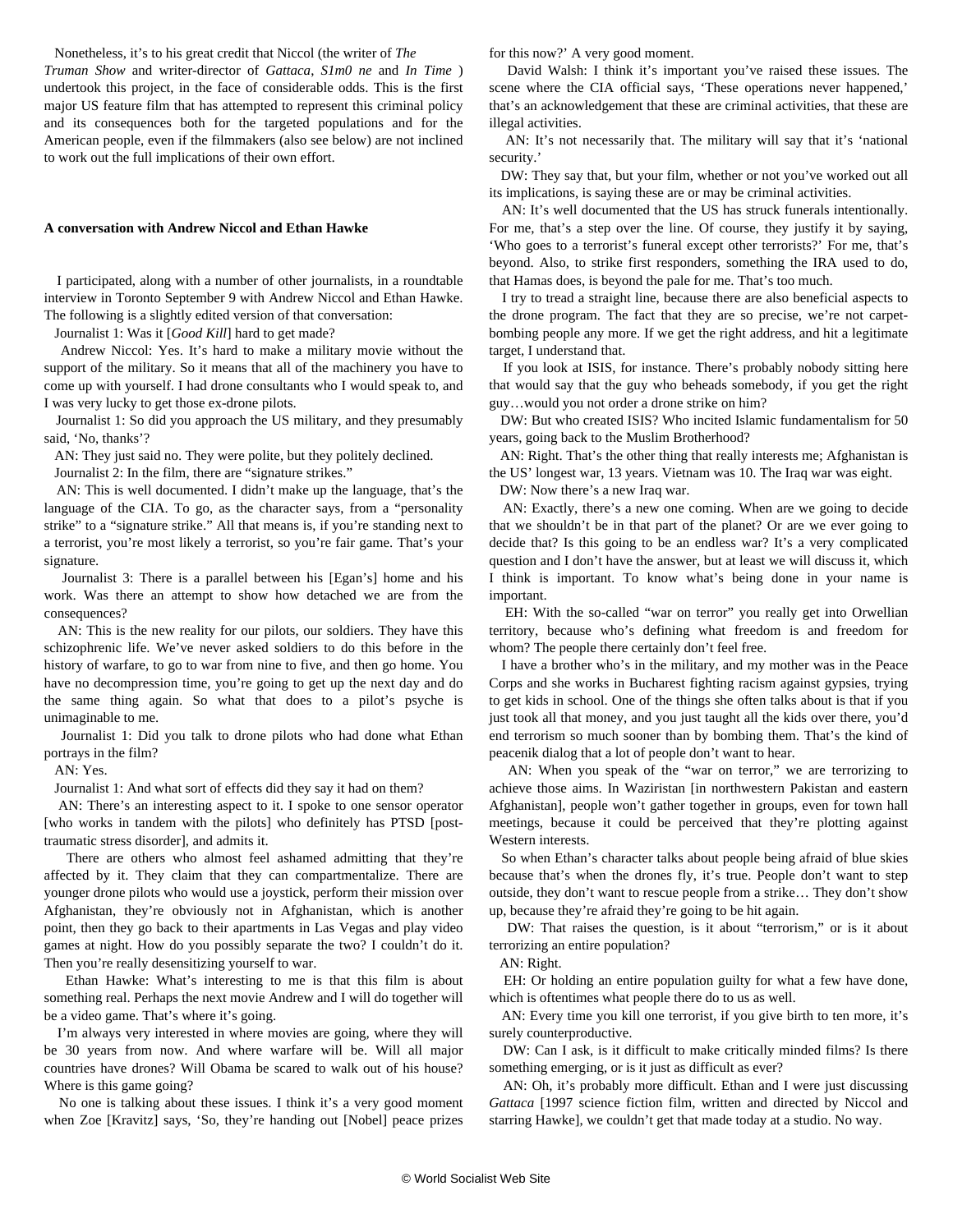Nonetheless, it's to his great credit that Niccol (the writer of *The Truman Show* and writer-director of *Gattaca*, *S1m0 ne* and *In Time* ) undertook this project, in the face of considerable odds. This is the first major US feature film that has attempted to represent this criminal policy and its consequences both for the targeted populations and for the American people, even if the filmmakers (also see below) are not inclined to work out the full implications of their own effort.

**A conversation with Andrew Niccol and Ethan Hawke**

I participated, along with a number of other journalists, in a roundtable interview in Toronto September 9 with Andrew Niccol and Ethan Hawke. The following is a slightly edited version of that conversation:

Journalist 1: Was it [*Good Kill*] hard to get made?

Andrew Niccol: Yes. It's hard to make a military movie without the support of the military. So it means that all of the machinery you have to come up with yourself. I had drone consultants who I would speak to, and I was very lucky to get those ex-drone pilots.

Journalist 1: So did you approach the US military, and they presumably said, 'No, thanks'?

AN: They just said no. They were polite, but they politely declined.

Journalist 2: In the film, there are "signature strikes."

AN: This is well documented. I didn't make up the language, that's the language of the CIA. To go, as the character says, from a "personality strike" to a "signature strike." All that means is, if you're standing next to a terrorist, you're most likely a terrorist, so you're fair game. That's your signature.

Journalist 3: There is a parallel between his [Egan's] home and his work. Was there an attempt to show how detached we are from the consequences?

AN: This is the new reality for our pilots, our soldiers. They have this schizophrenic life. We've never asked soldiers to do this before in the history of warfare, to go to war from nine to five, and then go home. You have no decompression time, you're going to get up the next day and do the same thing again. So what that does to a pilot's psyche is unimaginable to me.

Journalist 1: Did you talk to drone pilots who had done what Ethan portrays in the film?

AN: Yes.

Journalist 1: And what sort of effects did they say it had on them?

AN: There's an interesting aspect to it. I spoke to one sensor operator [who works in tandem with the pilots] who definitely has PTSD [post-traumatic stress disorder], and admits it.

There are others who almost feel ashamed admitting that they're affected by it. They claim that they can compartmentalize. There are younger drone pilots who would use a joystick, perform their mission over Afghanistan, they're obviously not in Afghanistan, which is another point, then they go back to their apartments in Las Vegas and play video games at night. How do you possibly separate the two? I couldn't do it. Then you're really desensitizing yourself to war.

Ethan Hawke: What's interesting to me is that this film is about something real. Perhaps the next movie Andrew and I will do together will be a video game. That's where it's going.

I'm always very interested in where movies are going, where they will be 30 years from now. And where warfare will be. Will all major countries have drones? Will Obama be scared to walk out of his house? Where is this game going?

No one is talking about these issues. I think it's a very good moment when Zoe [Kravitz] says, 'So, they're handing out [Nobel] peace prizes for this now?' A very good moment.

David Walsh: I think it's important you've raised these issues. The scene where the CIA official says, 'These operations never happened,' that's an acknowledgement that these are criminal activities, that these are illegal activities.

AN: It's not necessarily that. The military will say that it's 'national security.'

DW: They say that, but your film, whether or not you've worked out all its implications, is saying these are or may be criminal activities.

AN: It's well documented that the US has struck funerals intentionally. For me, that's a step over the line. Of course, they justify it by saying, 'Who goes to a terrorist's funeral except other terrorists?' For me, that's beyond. Also, to strike first responders, something the IRA used to do, that Hamas does, is beyond the pale for me. That's too much.

I try to tread a straight line, because there are also beneficial aspects to the drone program. The fact that they are so precise, we're not carpet-bombing people any more. If we get the right address, and hit a legitimate target, I understand that.

If you look at ISIS, for instance. There's probably nobody sitting here that would say that the guy who beheads somebody, if you get the right guy…would you not order a drone strike on him?

DW: But who created ISIS? Who incited Islamic fundamentalism for 50 years, going back to the Muslim Brotherhood?

AN: Right. That's the other thing that really interests me; Afghanistan is the US' longest war, 13 years. Vietnam was 10. The Iraq war was eight.

DW: Now there's a new Iraq war.

AN: Exactly, there's a new one coming. When are we going to decide that we shouldn't be in that part of the planet? Or are we ever going to decide that? Is this going to be an endless war? It's a very complicated question and I don't have the answer, but at least we will discuss it, which I think is important. To know what's being done in your name is important.

EH: With the so-called "war on terror" you really get into Orwellian territory, because who's defining what freedom is and freedom for whom? The people there certainly don't feel free.

I have a brother who's in the military, and my mother was in the Peace Corps and she works in Bucharest fighting racism against gypsies, trying to get kids in school. One of the things she often talks about is that if you just took all that money, and you just taught all the kids over there, you'd end terrorism so much sooner than by bombing them. That's the kind of peacenik dialog that a lot of people don't want to hear.

AN: When you speak of the "war on terror," we are terrorizing to achieve those aims. In Waziristan [in northwestern Pakistan and eastern Afghanistan], people won't gather together in groups, even for town hall meetings, because it could be perceived that they're plotting against Western interests.

So when Ethan's character talks about people being afraid of blue skies because that's when the drones fly, it's true. People don't want to step outside, they don't want to rescue people from a strike… They don't show up, because they're afraid they're going to be hit again.

DW: That raises the question, is it about "terrorism," or is it about terrorizing an entire population?

AN: Right.

EH: Or holding an entire population guilty for what a few have done, which is oftentimes what people there do to us as well.

AN: Every time you kill one terrorist, if you give birth to ten more, it's surely counterproductive.

DW: Can I ask, is it difficult to make critically minded films? Is there something emerging, or is it just as difficult as ever?

AN: Oh, it's probably more difficult. Ethan and I were just discussing *Gattaca* [1997 science fiction film, written and directed by Niccol and starring Hawke], we couldn't get that made today at a studio. No way.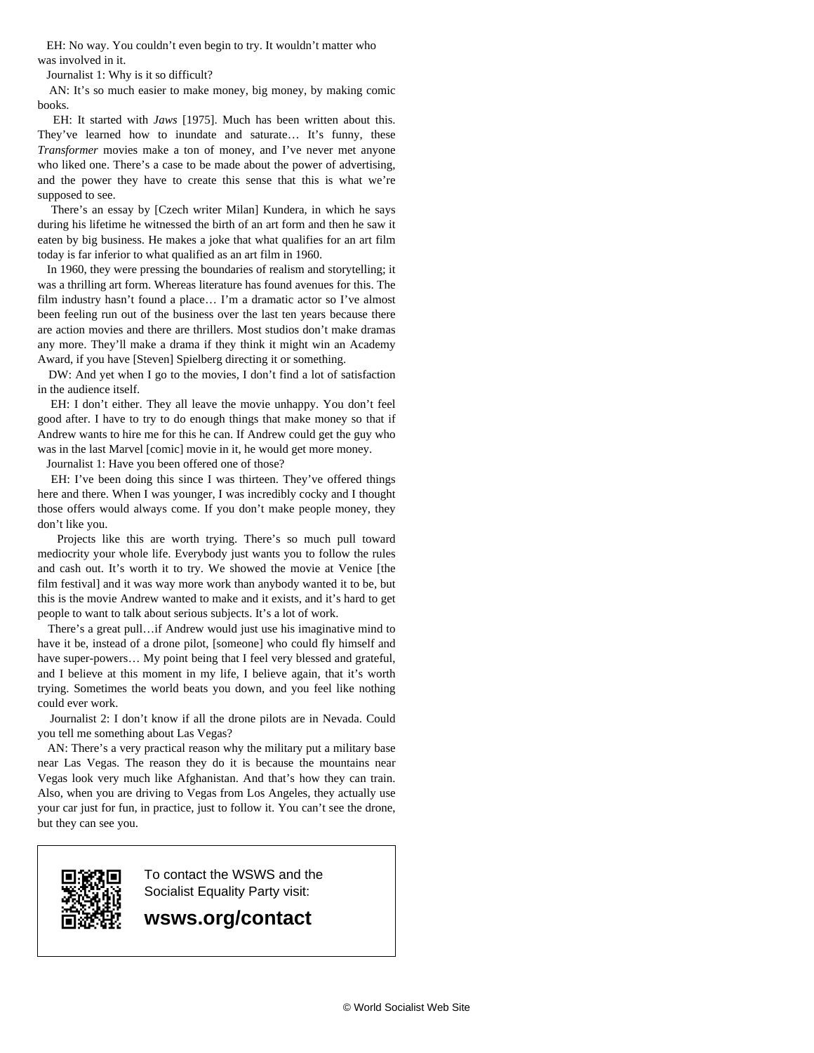EH: No way. You couldn't even begin to try. It wouldn't matter who was involved in it.

Journalist 1: Why is it so difficult?

AN: It's so much easier to make money, big money, by making comic books.

EH: It started with *Jaws* [1975]. Much has been written about this. They've learned how to inundate and saturate… It's funny, these *Transformer* movies make a ton of money, and I've never met anyone who liked one. There's a case to be made about the power of advertising, and the power they have to create this sense that this is what we're supposed to see.

There's an essay by [Czech writer Milan] Kundera, in which he says during his lifetime he witnessed the birth of an art form and then he saw it eaten by big business. He makes a joke that what qualifies for an art film today is far inferior to what qualified as an art film in 1960.

In 1960, they were pressing the boundaries of realism and storytelling; it was a thrilling art form. Whereas literature has found avenues for this. The film industry hasn't found a place… I'm a dramatic actor so I've almost been feeling run out of the business over the last ten years because there are action movies and there are thrillers. Most studios don't make dramas any more. They'll make a drama if they think it might win an Academy Award, if you have [Steven] Spielberg directing it or something.

DW: And yet when I go to the movies, I don't find a lot of satisfaction in the audience itself.

EH: I don't either. They all leave the movie unhappy. You don't feel good after. I have to try to do enough things that make money so that if Andrew wants to hire me for this he can. If Andrew could get the guy who was in the last Marvel [comic] movie in it, he would get more money.

Journalist 1: Have you been offered one of those?

EH: I've been doing this since I was thirteen. They've offered things here and there. When I was younger, I was incredibly cocky and I thought those offers would always come. If you don't make people money, they don't like you.

Projects like this are worth trying. There's so much pull toward mediocrity your whole life. Everybody just wants you to follow the rules and cash out. It's worth it to try. We showed the movie at Venice [the film festival] and it was way more work than anybody wanted it to be, but this is the movie Andrew wanted to make and it exists, and it's hard to get people to want to talk about serious subjects. It's a lot of work.

There's a great pull…if Andrew would just use his imaginative mind to have it be, instead of a drone pilot, [someone] who could fly himself and have super-powers… My point being that I feel very blessed and grateful, and I believe at this moment in my life, I believe again, that it's worth trying. Sometimes the world beats you down, and you feel like nothing could ever work.

Journalist 2: I don't know if all the drone pilots are in Nevada. Could you tell me something about Las Vegas?

AN: There's a very practical reason why the military put a military base near Las Vegas. The reason they do it is because the mountains near Vegas look very much like Afghanistan. And that's how they can train. Also, when you are driving to Vegas from Los Angeles, they actually use your car just for fun, in practice, just to follow it. You can't see the drone, but they can see you.

To contact the WSWS and the Socialist Equality Party visit:

**wsws.org/contact**